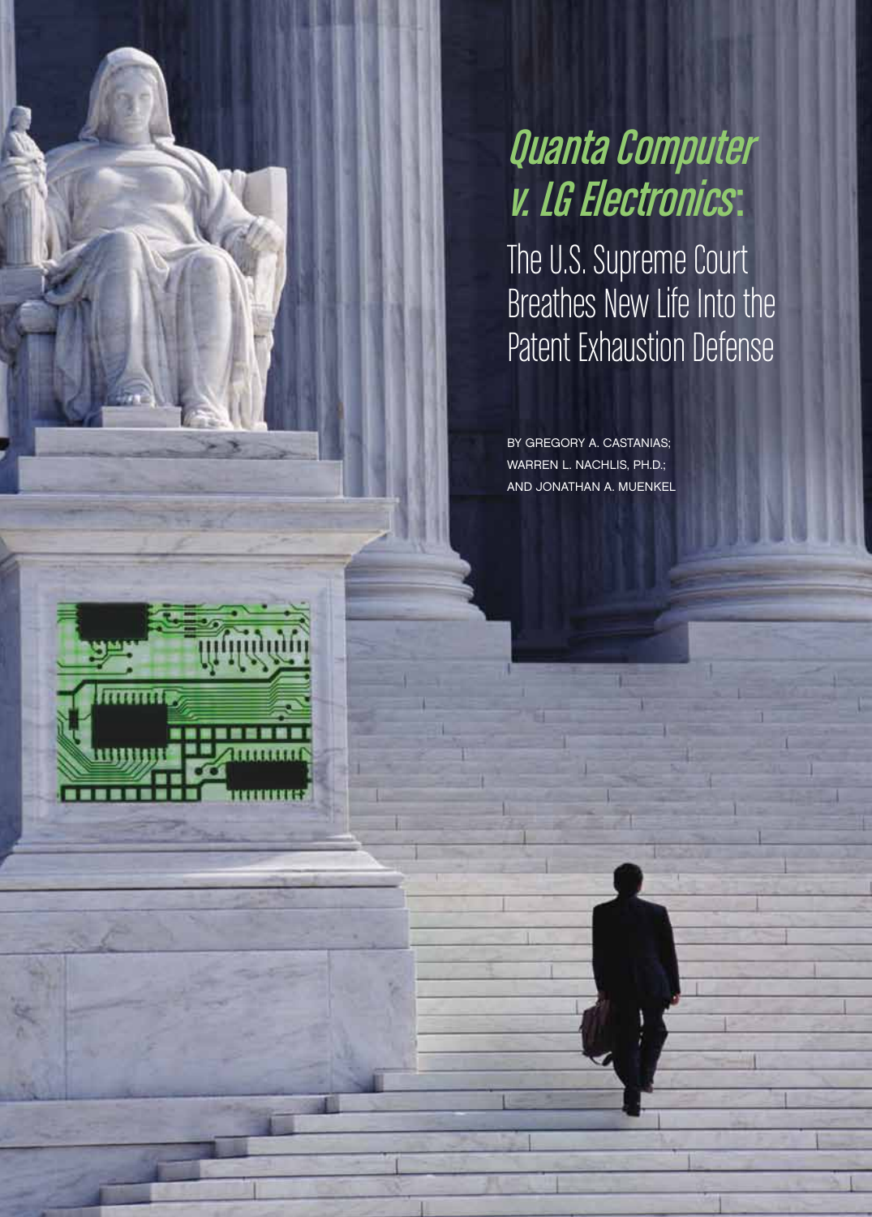# *Quanta Computer v. LG Electronics*:

## The U.S. Supreme Court Breathes New Life Into the Patent Exhaustion Defense

BY GREGORY A. CASTANIAS; WARREN L. NACHLIS, PH.D.; AND JONATHAN A. MUENKEL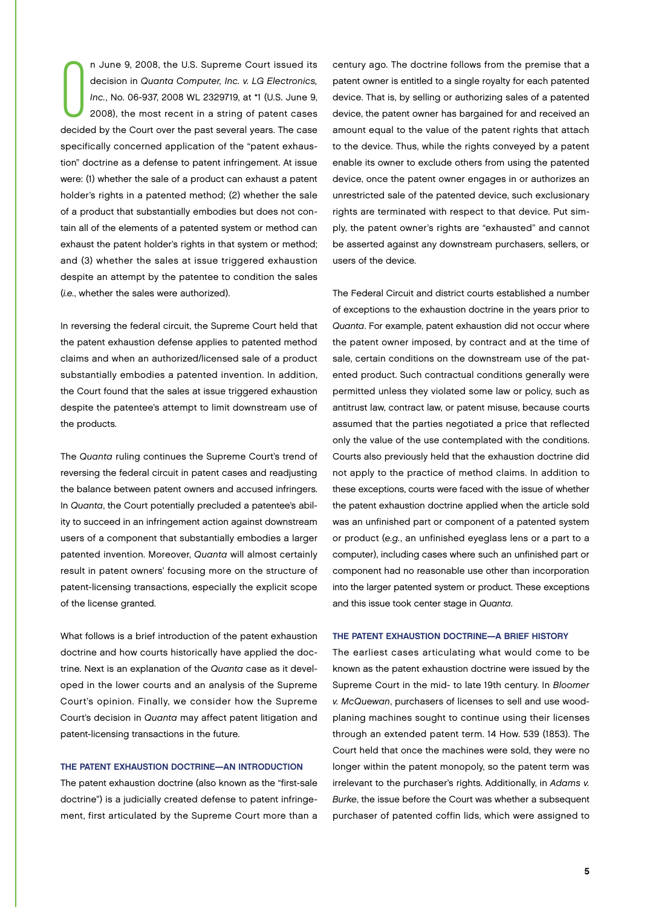On June 9, 2008, the U.S. Supreme Court issued its decision in *Quanta Computer, Inc. v. LG Electronics, Inc.*, No. 06-937, 2008 WL 2329719, at *1 (U.S. June 9, 2008), the most recent in a string of patent cases decided by the Court over the past several years. The case specifically concerned application of the "patent exhaustion" doctrine as a defense to patent infringement. At issue were: (1) whether the sale of a product can exhaust a patent holder's rights in a patented method; (2) whether the sale of a product that substantially embodies but does not contain all of the elements of a patented system or method can exhaust the patent holder's rights in that system or method; and (3) whether the sales at issue triggered exhaustion despite an attempt by the patentee to condition the sales (*i.e.*, whether the sales were authorized).

In reversing the federal circuit, the Supreme Court held that the patent exhaustion defense applies to patented method claims and when an authorized/licensed sale of a product substantially embodies a patented invention. In addition, the Court found that the sales at issue triggered exhaustion despite the patentee's attempt to limit downstream use of the products.

The *Quanta* ruling continues the Supreme Court's trend of reversing the federal circuit in patent cases and readjusting the balance between patent owners and accused infringers. In *Quanta*, the Court potentially precluded a patentee's ability to succeed in an infringement action against downstream users of a component that substantially embodies a larger patented invention. Moreover, *Quanta* will almost certainly result in patent owners' focusing more on the structure of patent-licensing transactions, especially the explicit scope of the license granted.

What follows is a brief introduction of the patent exhaustion doctrine and how courts historically have applied the doctrine. Next is an explanation of the *Quanta* case as it developed in the lower courts and an analysis of the Supreme Court's opinion. Finally, we consider how the Supreme Court's decision in *Quanta* may affect patent litigation and patent-licensing transactions in the future.

## THE PATENT EXHAUSTION DOCTRINE—AN INTRODUCTION

The patent exhaustion doctrine (also known as the "first-sale doctrine") is a judicially created defense to patent infringement, first articulated by the Supreme Court more than a century ago. The doctrine follows from the premise that a patent owner is entitled to a single royalty for each patented device. That is, by selling or authorizing sales of a patented device, the patent owner has bargained for and received an amount equal to the value of the patent rights that attach to the device. Thus, while the rights conveyed by a patent enable its owner to exclude others from using the patented device, once the patent owner engages in or authorizes an unrestricted sale of the patented device, such exclusionary rights are terminated with respect to that device. Put simply, the patent owner's rights are "exhausted" and cannot be asserted against any downstream purchasers, sellers, or users of the device.

The Federal Circuit and district courts established a number of exceptions to the exhaustion doctrine in the years prior to *Quanta*. For example, patent exhaustion did not occur where the patent owner imposed, by contract and at the time of sale, certain conditions on the downstream use of the patented product. Such contractual conditions generally were permitted unless they violated some law or policy, such as antitrust law, contract law, or patent misuse, because courts assumed that the parties negotiated a price that reflected only the value of the use contemplated with the conditions. Courts also previously held that the exhaustion doctrine did not apply to the practice of method claims. In addition to these exceptions, courts were faced with the issue of whether the patent exhaustion doctrine applied when the article sold was an unfinished part or component of a patented system or product (*e.g.*, an unfinished eyeglass lens or a part to a computer), including cases where such an unfinished part or component had no reasonable use other than incorporation into the larger patented system or product. These exceptions and this issue took center stage in *Quanta*.

## THE PATENT EXHAUSTION DOCTRINE—A BRIEF HISTORY

The earliest cases articulating what would come to be known as the patent exhaustion doctrine were issued by the Supreme Court in the mid- to late 19th century. In *Bloomer v. McQuewan*, purchasers of licenses to sell and use wood-planing machines sought to continue using their licenses through an extended patent term. 14 How. 539 (1853). The Court held that once the machines were sold, they were no longer within the patent monopoly, so the patent term was irrelevant to the purchaser's rights. Additionally, in *Adams v. Burke*, the issue before the Court was whether a subsequent purchaser of patented coffin lids, which were assigned to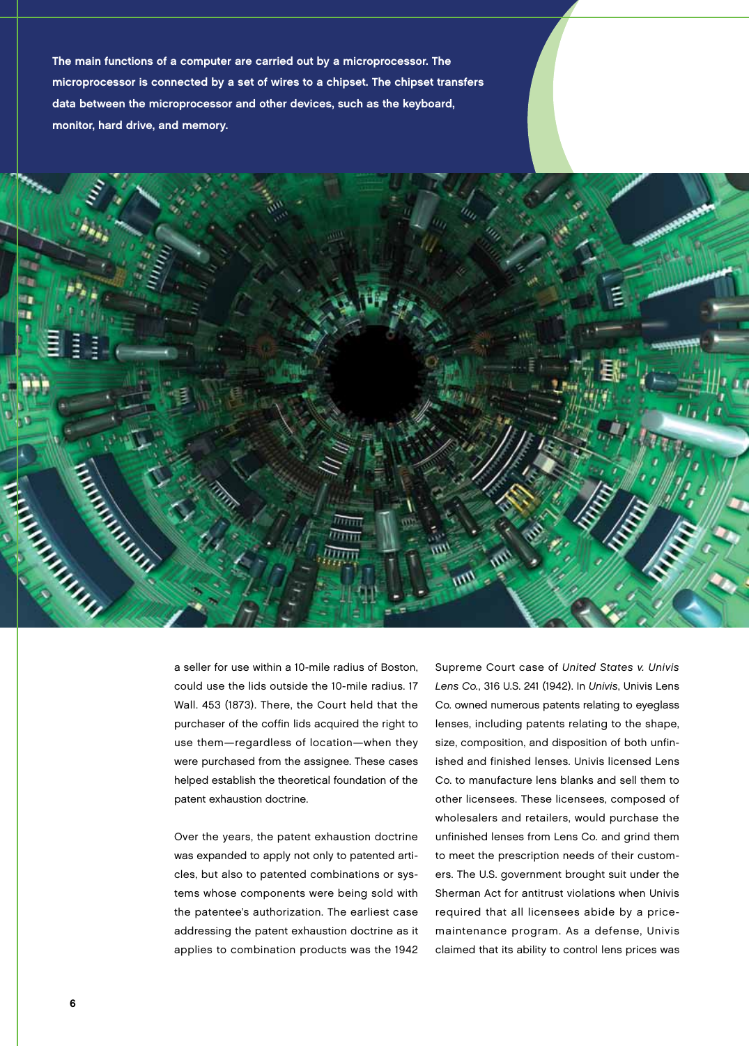**The main functions of a computer are carried out by a microprocessor. The microprocessor is connected by a set of wires to a chipset. The chipset transfers data between the microprocessor and other devices, such as the keyboard, monitor, hard drive, and memory.**

a seller for use within a 10-mile radius of Boston, could use the lids outside the 10-mile radius. 17 Wall. 453 (1873). There, the Court held that the purchaser of the coffin lids acquired the right to use them—regardless of location—when they were purchased from the assignee. These cases helped establish the theoretical foundation of the patent exhaustion doctrine.

Over the years, the patent exhaustion doctrine was expanded to apply not only to patented articles, but also to patented combinations or systems whose components were being sold with the patentee's authorization. The earliest case addressing the patent exhaustion doctrine as it applies to combination products was the 1942 Supreme Court case of *United States v. Univis Lens Co.*, 316 U.S. 241 (1942). In *Univis*, Univis Lens Co. owned numerous patents relating to eyeglass lenses, including patents relating to the shape, size, composition, and disposition of both unfinished and finished lenses. Univis licensed Lens Co. to manufacture lens blanks and sell them to other licensees. These licensees, composed of wholesalers and retailers, would purchase the unfinished lenses from Lens Co. and grind them to meet the prescription needs of their customers. The U.S. government brought suit under the Sherman Act for antitrust violations when Univis required that all licensees abide by a price-maintenance program. As a defense, Univis claimed that its ability to control lens prices was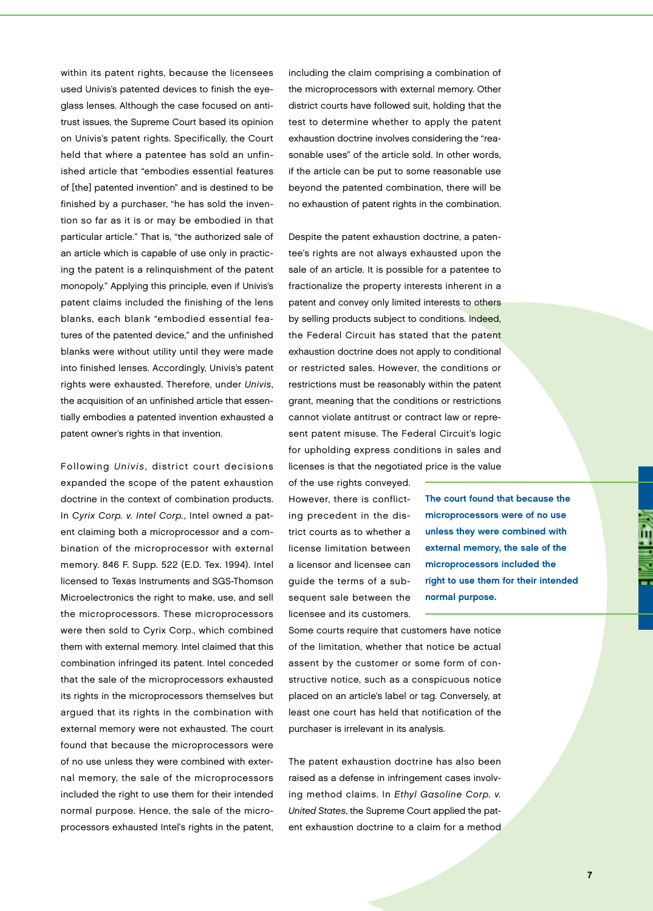within its patent rights, because the licensees used Univis's patented devices to finish the eyeglass lenses. Although the case focused on antitrust issues, the Supreme Court based its opinion on Univis's patent rights. Specifically, the Court held that where a patentee has sold an unfinished article that "embodies essential features of [the] patented invention" and is destined to be finished by a purchaser, "he has sold the invention so far as it is or may be embodied in that particular article." That is, "the authorized sale of an article which is capable of use only in practicing the patent is a relinquishment of the patent monopoly." Applying this principle, even if Univis's patent claims included the finishing of the lens blanks, each blank "embodied essential features of the patented device," and the unfinished blanks were without utility until they were made into finished lenses. Accordingly, Univis's patent rights were exhausted. Therefore, under *Univis*, the acquisition of an unfinished article that essentially embodies a patented invention exhausted a patent owner's rights in that invention.

Following *Univis*, district court decisions expanded the scope of the patent exhaustion doctrine in the context of combination products. In *Cyrix Corp. v. Intel Corp.*, Intel owned a patent claiming both a microprocessor and a combination of the microprocessor with external memory. 846 F. Supp. 522 (E.D. Tex. 1994). Intel licensed to Texas Instruments and SGS-Thomson Microelectronics the right to make, use, and sell the microprocessors. These microprocessors were then sold to Cyrix Corp., which combined them with external memory. Intel claimed that this combination infringed its patent. Intel conceded that the sale of the microprocessors exhausted its rights in the microprocessors themselves but argued that its rights in the combination with external memory were not exhausted. The court found that because the microprocessors were of no use unless they were combined with external memory, the sale of the microprocessors included the right to use them for their intended normal purpose. Hence, the sale of the microprocessors exhausted Intel's rights in the patent, including the claim comprising a combination of the microprocessors with external memory. Other district courts have followed suit, holding that the test to determine whether to apply the patent exhaustion doctrine involves considering the "reasonable uses" of the article sold. In other words, if the article can be put to some reasonable use beyond the patented combination, there will be no exhaustion of patent rights in the combination.

Despite the patent exhaustion doctrine, a patentee's rights are not always exhausted upon the sale of an article. It is possible for a patentee to fractionalize the property interests inherent in a patent and convey only limited interests to others by selling products subject to conditions. Indeed, the Federal Circuit has stated that the patent exhaustion doctrine does not apply to conditional or restricted sales. However, the conditions or restrictions must be reasonably within the patent grant, meaning that the conditions or restrictions cannot violate antitrust or contract law or represent patent misuse. The Federal Circuit's logic for upholding express conditions in sales and licenses is that the negotiated price is the value of the use rights conveyed. However, there is conflicting precedent in the district courts as to whether a license limitation between a licensor and licensee can guide the terms of a subsequent sale between the licensee and its customers. Some courts require that customers have notice of the limitation, whether that notice be actual assent by the customer or some form of constructive notice, such as a conspicuous notice placed on an article's label or tag. Conversely, at least one court has held that notification of the purchaser is irrelevant in its analysis.

**The court found that because the microprocessors were of no use unless they were combined with external memory, the sale of the microprocessors included the right to use them for their intended normal purpose.**

The patent exhaustion doctrine has also been raised as a defense in infringement cases involving method claims. In *Ethyl Gasoline Corp. v. United States*, the Supreme Court applied the patent exhaustion doctrine to a claim for a method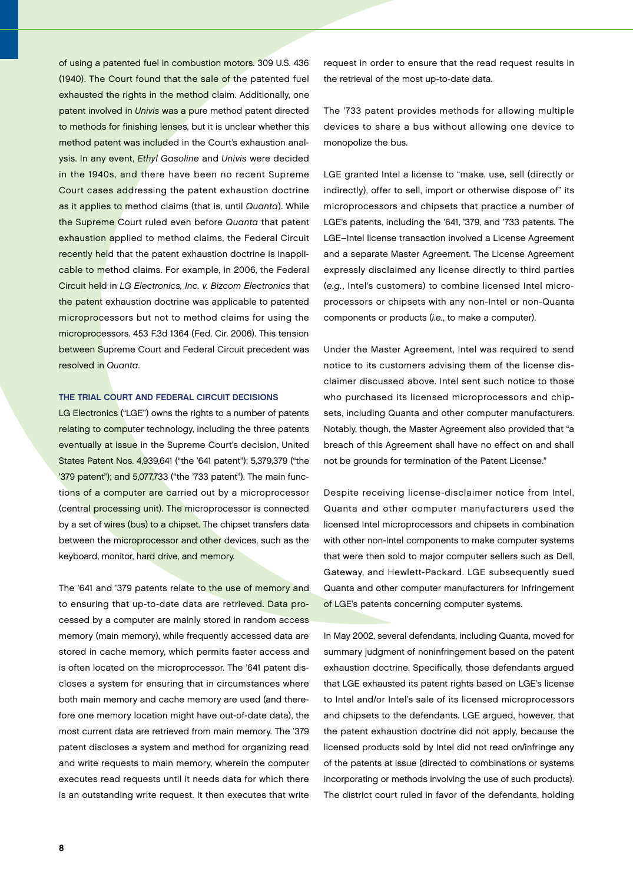of using a patented fuel in combustion motors. 309 U.S. 436 (1940). The Court found that the sale of the patented fuel exhausted the rights in the method claim. Additionally, one patent involved in *Univis* was a pure method patent directed to methods for finishing lenses, but it is unclear whether this method patent was included in the Court's exhaustion analysis. In any event, *Ethyl Gasoline* and *Univis* were decided in the 1940s, and there have been no recent Supreme Court cases addressing the patent exhaustion doctrine as it applies to method claims (that is, until *Quanta*). While the Supreme Court ruled even before *Quanta* that patent exhaustion applied to method claims, the Federal Circuit recently held that the patent exhaustion doctrine is inapplicable to method claims. For example, in 2006, the Federal Circuit held in *LG Electronics, Inc. v. Bizcom Electronics* that the patent exhaustion doctrine was applicable to patented microprocessors but not to method claims for using the microprocessors. 453 F.3d 1364 (Fed. Cir. 2006). This tension between Supreme Court and Federal Circuit precedent was resolved in *Quanta*.

## THE TRIAL COURT AND FEDERAL CIRCUIT DECISIONS

LG Electronics ("LGE") owns the rights to a number of patents relating to computer technology, including the three patents eventually at issue in the Supreme Court's decision, United States Patent Nos. 4,939,641 ("the '641 patent"); 5,379,379 ("the '379 patent"); and 5,077,733 ("the '733 patent"). The main functions of a computer are carried out by a microprocessor (central processing unit). The microprocessor is connected by a set of wires (bus) to a chipset. The chipset transfers data between the microprocessor and other devices, such as the keyboard, monitor, hard drive, and memory.

The '641 and '379 patents relate to the use of memory and to ensuring that up-to-date data are retrieved. Data processed by a computer are mainly stored in random access memory (main memory), while frequently accessed data are stored in cache memory, which permits faster access and is often located on the microprocessor. The '641 patent discloses a system for ensuring that in circumstances where both main memory and cache memory are used (and therefore one memory location might have out-of-date data), the most current data are retrieved from main memory. The '379 patent discloses a system and method for organizing read and write requests to main memory, wherein the computer executes read requests until it needs data for which there is an outstanding write request. It then executes that write request in order to ensure that the read request results in the retrieval of the most up-to-date data.

The '733 patent provides methods for allowing multiple devices to share a bus without allowing one device to monopolize the bus.

LGE granted Intel a license to "make, use, sell (directly or indirectly), offer to sell, import or otherwise dispose of" its microprocessors and chipsets that practice a number of LGE's patents, including the '641, '379, and '733 patents. The LGE–Intel license transaction involved a License Agreement and a separate Master Agreement. The License Agreement expressly disclaimed any license directly to third parties (*e.g.*, Intel's customers) to combine licensed Intel microprocessors or chipsets with any non-Intel or non-Quanta components or products (*i.e.*, to make a computer).

Under the Master Agreement, Intel was required to send notice to its customers advising them of the license disclaimer discussed above. Intel sent such notice to those who purchased its licensed microprocessors and chipsets, including Quanta and other computer manufacturers. Notably, though, the Master Agreement also provided that "a breach of this Agreement shall have no effect on and shall not be grounds for termination of the Patent License."

Despite receiving license-disclaimer notice from Intel, Quanta and other computer manufacturers used the licensed Intel microprocessors and chipsets in combination with other non-Intel components to make computer systems that were then sold to major computer sellers such as Dell, Gateway, and Hewlett-Packard. LGE subsequently sued Quanta and other computer manufacturers for infringement of LGE's patents concerning computer systems.

In May 2002, several defendants, including Quanta, moved for summary judgment of noninfringement based on the patent exhaustion doctrine. Specifically, those defendants argued that LGE exhausted its patent rights based on LGE's license to Intel and/or Intel's sale of its licensed microprocessors and chipsets to the defendants. LGE argued, however, that the patent exhaustion doctrine did not apply, because the licensed products sold by Intel did not read on/infringe any of the patents at issue (directed to combinations or systems incorporating or methods involving the use of such products). The district court ruled in favor of the defendants, holding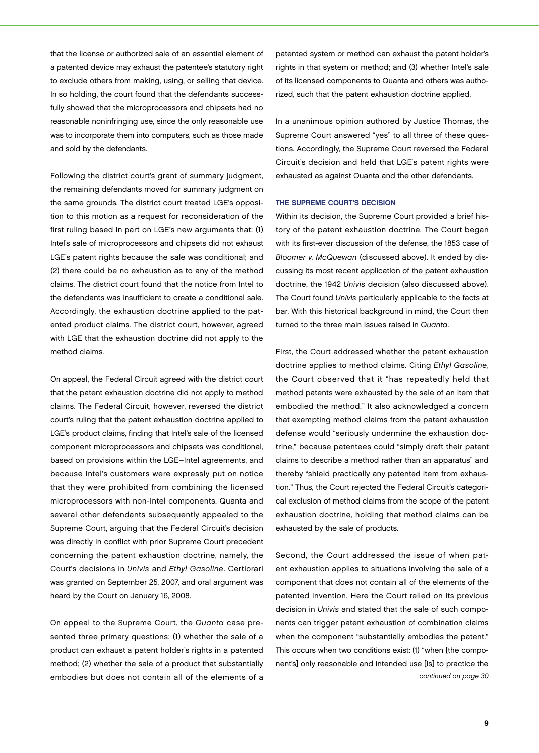that the license or authorized sale of an essential element of a patented device may exhaust the patentee's statutory right to exclude others from making, using, or selling that device. In so holding, the court found that the defendants successfully showed that the microprocessors and chipsets had no reasonable noninfringing use, since the only reasonable use was to incorporate them into computers, such as those made and sold by the defendants.

Following the district court's grant of summary judgment, the remaining defendants moved for summary judgment on the same grounds. The district court treated LGE's opposition to this motion as a request for reconsideration of the first ruling based in part on LGE's new arguments that: (1) Intel's sale of microprocessors and chipsets did not exhaust LGE's patent rights because the sale was conditional; and (2) there could be no exhaustion as to any of the method claims. The district court found that the notice from Intel to the defendants was insufficient to create a conditional sale. Accordingly, the exhaustion doctrine applied to the patented product claims. The district court, however, agreed with LGE that the exhaustion doctrine did not apply to the method claims.

On appeal, the Federal Circuit agreed with the district court that the patent exhaustion doctrine did not apply to method claims. The Federal Circuit, however, reversed the district court's ruling that the patent exhaustion doctrine applied to LGE's product claims, finding that Intel's sale of the licensed component microprocessors and chipsets was conditional, based on provisions within the LGE–Intel agreements, and because Intel's customers were expressly put on notice that they were prohibited from combining the licensed microprocessors with non-Intel components. Quanta and several other defendants subsequently appealed to the Supreme Court, arguing that the Federal Circuit's decision was directly in conflict with prior Supreme Court precedent concerning the patent exhaustion doctrine, namely, the Court's decisions in *Univis* and *Ethyl Gasoline*. Certiorari was granted on September 25, 2007, and oral argument was heard by the Court on January 16, 2008.

On appeal to the Supreme Court, the *Quanta* case presented three primary questions: (1) whether the sale of a product can exhaust a patent holder's rights in a patented method; (2) whether the sale of a product that substantially embodies but does not contain all of the elements of a patented system or method can exhaust the patent holder's rights in that system or method; and (3) whether Intel's sale of its licensed components to Quanta and others was authorized, such that the patent exhaustion doctrine applied.

In a unanimous opinion authored by Justice Thomas, the Supreme Court answered "yes" to all three of these questions. Accordingly, the Supreme Court reversed the Federal Circuit's decision and held that LGE's patent rights were exhausted as against Quanta and the other defendants.

### THE SUPREME COURT'S DECISION

Within its decision, the Supreme Court provided a brief history of the patent exhaustion doctrine. The Court began with its first-ever discussion of the defense, the 1853 case of *Bloomer v. McQuewan* (discussed above). It ended by discussing its most recent application of the patent exhaustion doctrine, the 1942 *Univis* decision (also discussed above). The Court found *Univis* particularly applicable to the facts at bar. With this historical background in mind, the Court then turned to the three main issues raised in *Quanta*.

First, the Court addressed whether the patent exhaustion doctrine applies to method claims. Citing *Ethyl Gasoline*, the Court observed that it "has repeatedly held that method patents were exhausted by the sale of an item that embodied the method." It also acknowledged a concern that exempting method claims from the patent exhaustion defense would "seriously undermine the exhaustion doctrine," because patentees could "simply draft their patent claims to describe a method rather than an apparatus" and thereby "shield practically any patented item from exhaustion." Thus, the Court rejected the Federal Circuit's categorical exclusion of method claims from the scope of the patent exhaustion doctrine, holding that method claims can be exhausted by the sale of products.

Second, the Court addressed the issue of when patent exhaustion applies to situations involving the sale of a component that does not contain all of the elements of the patented invention. Here the Court relied on its previous decision in *Univis* and stated that the sale of such components can trigger patent exhaustion of combination claims when the component "substantially embodies the patent." This occurs when two conditions exist: (1) "when [the component's] only reasonable and intended use [is] to practice the

*continued on page 30*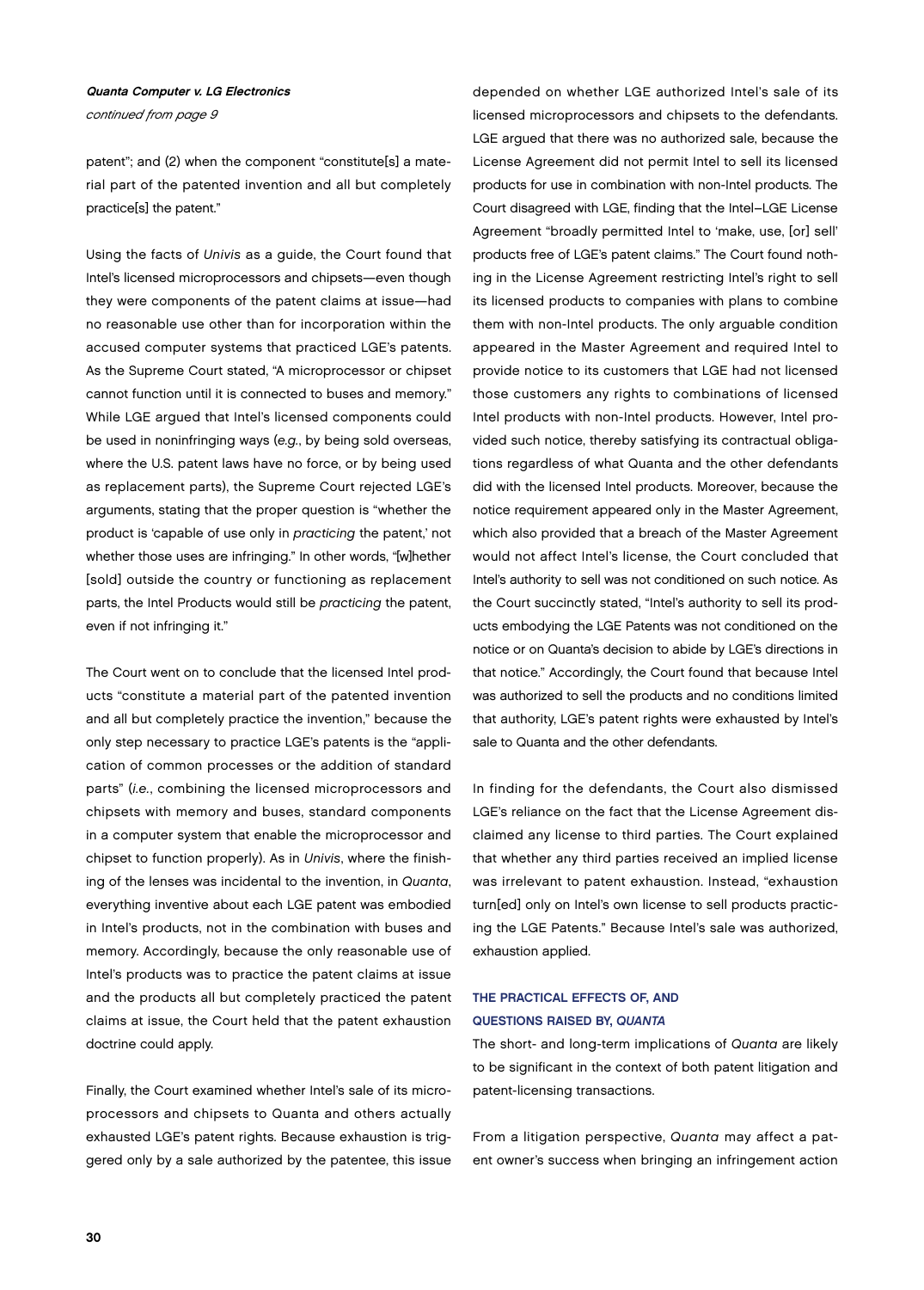***Quanta Computer v. LG Electronics***
*continued from page 9*

patent"; and (2) when the component "constitute[s] a material part of the patented invention and all but completely practice[s] the patent."

Using the facts of *Univis* as a guide, the Court found that Intel's licensed microprocessors and chipsets—even though they were components of the patent claims at issue—had no reasonable use other than for incorporation within the accused computer systems that practiced LGE's patents. As the Supreme Court stated, "A microprocessor or chipset cannot function until it is connected to buses and memory." While LGE argued that Intel's licensed components could be used in noninfringing ways (*e.g.*, by being sold overseas, where the U.S. patent laws have no force, or by being used as replacement parts), the Supreme Court rejected LGE's arguments, stating that the proper question is "whether the product is 'capable of use only in *practicing* the patent,' not whether those uses are infringing." In other words, "[w]hether [sold] outside the country or functioning as replacement parts, the Intel Products would still be *practicing* the patent, even if not infringing it."

The Court went on to conclude that the licensed Intel products "constitute a material part of the patented invention and all but completely practice the invention," because the only step necessary to practice LGE's patents is the "application of common processes or the addition of standard parts" (*i.e.*, combining the licensed microprocessors and chipsets with memory and buses, standard components in a computer system that enable the microprocessor and chipset to function properly). As in *Univis*, where the finishing of the lenses was incidental to the invention, in *Quanta*, everything inventive about each LGE patent was embodied in Intel's products, not in the combination with buses and memory. Accordingly, because the only reasonable use of Intel's products was to practice the patent claims at issue and the products all but completely practiced the patent claims at issue, the Court held that the patent exhaustion doctrine could apply.

Finally, the Court examined whether Intel's sale of its microprocessors and chipsets to Quanta and others actually exhausted LGE's patent rights. Because exhaustion is triggered only by a sale authorized by the patentee, this issue depended on whether LGE authorized Intel's sale of its licensed microprocessors and chipsets to the defendants. LGE argued that there was no authorized sale, because the License Agreement did not permit Intel to sell its licensed products for use in combination with non-Intel products. The Court disagreed with LGE, finding that the Intel–LGE License Agreement "broadly permitted Intel to 'make, use, [or] sell' products free of LGE's patent claims." The Court found nothing in the License Agreement restricting Intel's right to sell its licensed products to companies with plans to combine them with non-Intel products. The only arguable condition appeared in the Master Agreement and required Intel to provide notice to its customers that LGE had not licensed those customers any rights to combinations of licensed Intel products with non-Intel products. However, Intel provided such notice, thereby satisfying its contractual obligations regardless of what Quanta and the other defendants did with the licensed Intel products. Moreover, because the notice requirement appeared only in the Master Agreement, which also provided that a breach of the Master Agreement would not affect Intel's license, the Court concluded that Intel's authority to sell was not conditioned on such notice. As the Court succinctly stated, "Intel's authority to sell its products embodying the LGE Patents was not conditioned on the notice or on Quanta's decision to abide by LGE's directions in that notice." Accordingly, the Court found that because Intel was authorized to sell the products and no conditions limited that authority, LGE's patent rights were exhausted by Intel's sale to Quanta and the other defendants.

In finding for the defendants, the Court also dismissed LGE's reliance on the fact that the License Agreement disclaimed any license to third parties. The Court explained that whether any third parties received an implied license was irrelevant to patent exhaustion. Instead, "exhaustion turn[ed] only on Intel's own license to sell products practicing the LGE Patents." Because Intel's sale was authorized, exhaustion applied.

## THE PRACTICAL EFFECTS OF, AND QUESTIONS RAISED BY, *QUANTA*

The short- and long-term implications of *Quanta* are likely to be significant in the context of both patent litigation and patent-licensing transactions.

From a litigation perspective, *Quanta* may affect a patent owner's success when bringing an infringement action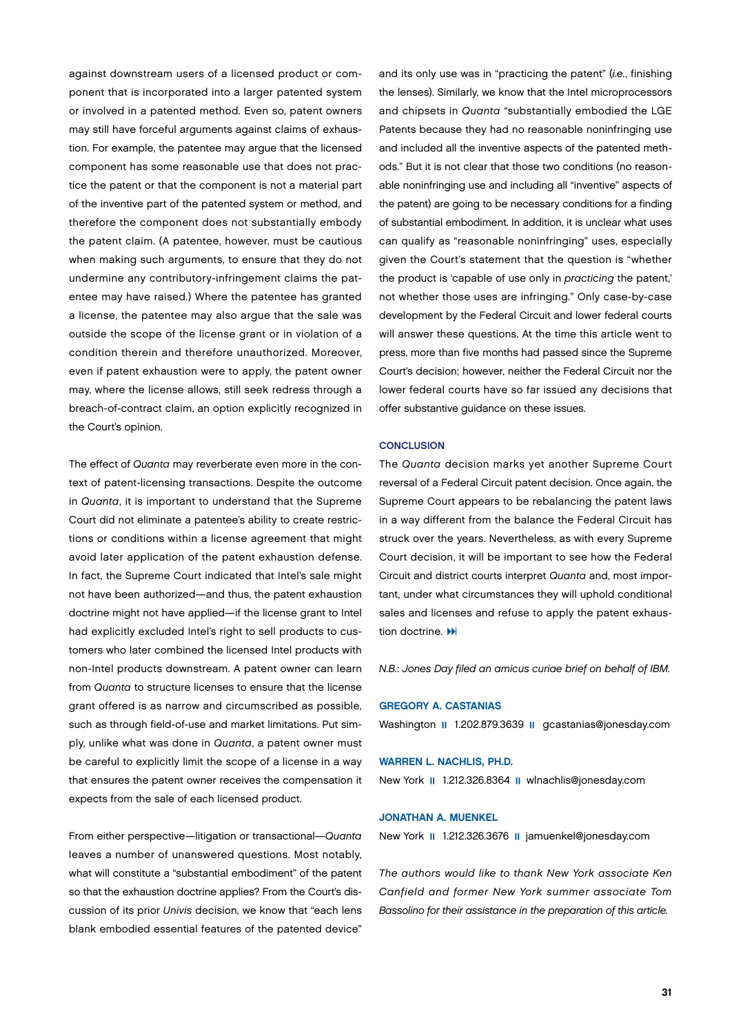against downstream users of a licensed product or component that is incorporated into a larger patented system or involved in a patented method. Even so, patent owners may still have forceful arguments against claims of exhaustion. For example, the patentee may argue that the licensed component has some reasonable use that does not practice the patent or that the component is not a material part of the inventive part of the patented system or method, and therefore the component does not substantially embody the patent claim. (A patentee, however, must be cautious when making such arguments, to ensure that they do not undermine any contributory-infringement claims the patentee may have raised.) Where the patentee has granted a license, the patentee may also argue that the sale was outside the scope of the license grant or in violation of a condition therein and therefore unauthorized. Moreover, even if patent exhaustion were to apply, the patent owner may, where the license allows, still seek redress through a breach-of-contract claim, an option explicitly recognized in the Court's opinion.

The effect of *Quanta* may reverberate even more in the context of patent-licensing transactions. Despite the outcome in *Quanta*, it is important to understand that the Supreme Court did not eliminate a patentee's ability to create restrictions or conditions within a license agreement that might avoid later application of the patent exhaustion defense. In fact, the Supreme Court indicated that Intel's sale might not have been authorized—and thus, the patent exhaustion doctrine might not have applied—if the license grant to Intel had explicitly excluded Intel's right to sell products to customers who later combined the licensed Intel products with non-Intel products downstream. A patent owner can learn from *Quanta* to structure licenses to ensure that the license grant offered is as narrow and circumscribed as possible, such as through field-of-use and market limitations. Put simply, unlike what was done in *Quanta*, a patent owner must be careful to explicitly limit the scope of a license in a way that ensures the patent owner receives the compensation it expects from the sale of each licensed product.

From either perspective—litigation or transactional—*Quanta* leaves a number of unanswered questions. Most notably, what will constitute a "substantial embodiment" of the patent so that the exhaustion doctrine applies? From the Court's discussion of its prior *Univis* decision, we know that "each lens blank embodied essential features of the patented device" and its only use was in "practicing the patent" (*i.e.*, finishing the lenses). Similarly, we know that the Intel microprocessors and chipsets in *Quanta* "substantially embodied the LGE Patents because they had no reasonable noninfringing use and included all the inventive aspects of the patented methods." But it is not clear that those two conditions (no reasonable noninfringing use and including all "inventive" aspects of the patent) are going to be necessary conditions for a finding of substantial embodiment. In addition, it is unclear what uses can qualify as "reasonable noninfringing" uses, especially given the Court's statement that the question is "whether the product is 'capable of use only in *practicing* the patent,' not whether those uses are infringing." Only case-by-case development by the Federal Circuit and lower federal courts will answer these questions. At the time this article went to press, more than five months had passed since the Supreme Court's decision; however, neither the Federal Circuit nor the lower federal courts have so far issued any decisions that offer substantive guidance on these issues.

## CONCLUSION

The *Quanta* decision marks yet another Supreme Court reversal of a Federal Circuit patent decision. Once again, the Supreme Court appears to be rebalancing the patent laws in a way different from the balance the Federal Circuit has struck over the years. Nevertheless, as with every Supreme Court decision, it will be important to see how the Federal Circuit and district courts interpret *Quanta* and, most important, under what circumstances they will uphold conditional sales and licenses and refuse to apply the patent exhaustion doctrine.

*N.B.: Jones Day filed an amicus curiae brief on behalf of IBM.*

**GREGORY A. CASTANIAS**
Washington || 1.202.879.3639 || gcastanias@jonesday.com

**WARREN L. NACHLIS, PH.D.**
New York || 1.212.326.8364 || wlnachlis@jonesday.com

**JONATHAN A. MUENKEL**
New York || 1.212.326.3676 || jamuenkel@jonesday.com

*The authors would like to thank New York associate Ken Canfield and former New York summer associate Tom Bassolino for their assistance in the preparation of this article.*